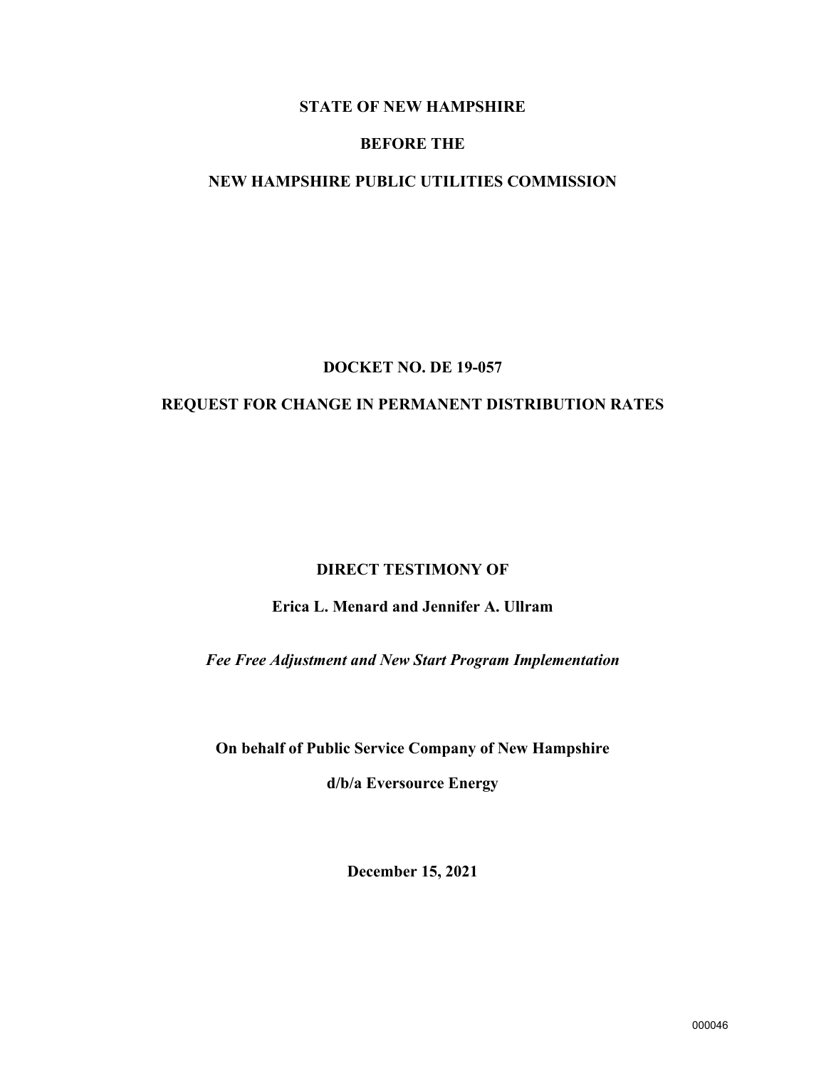**STATE OF NEW HAMPSHIRE**

**BEFORE THE**

**NEW HAMPSHIRE PUBLIC UTILITIES COMMISSION**

**DOCKET NO. DE 19-057**

**REQUEST FOR CHANGE IN PERMANENT DISTRIBUTION RATES**

**DIRECT TESTIMONY OF**

**Erica L. Menard and Jennifer A. Ullram**

***Fee Free Adjustment and New Start Program Implementation***

**On behalf of Public Service Company of New Hampshire**

**d/b/a Eversource Energy**

**December 15, 2021**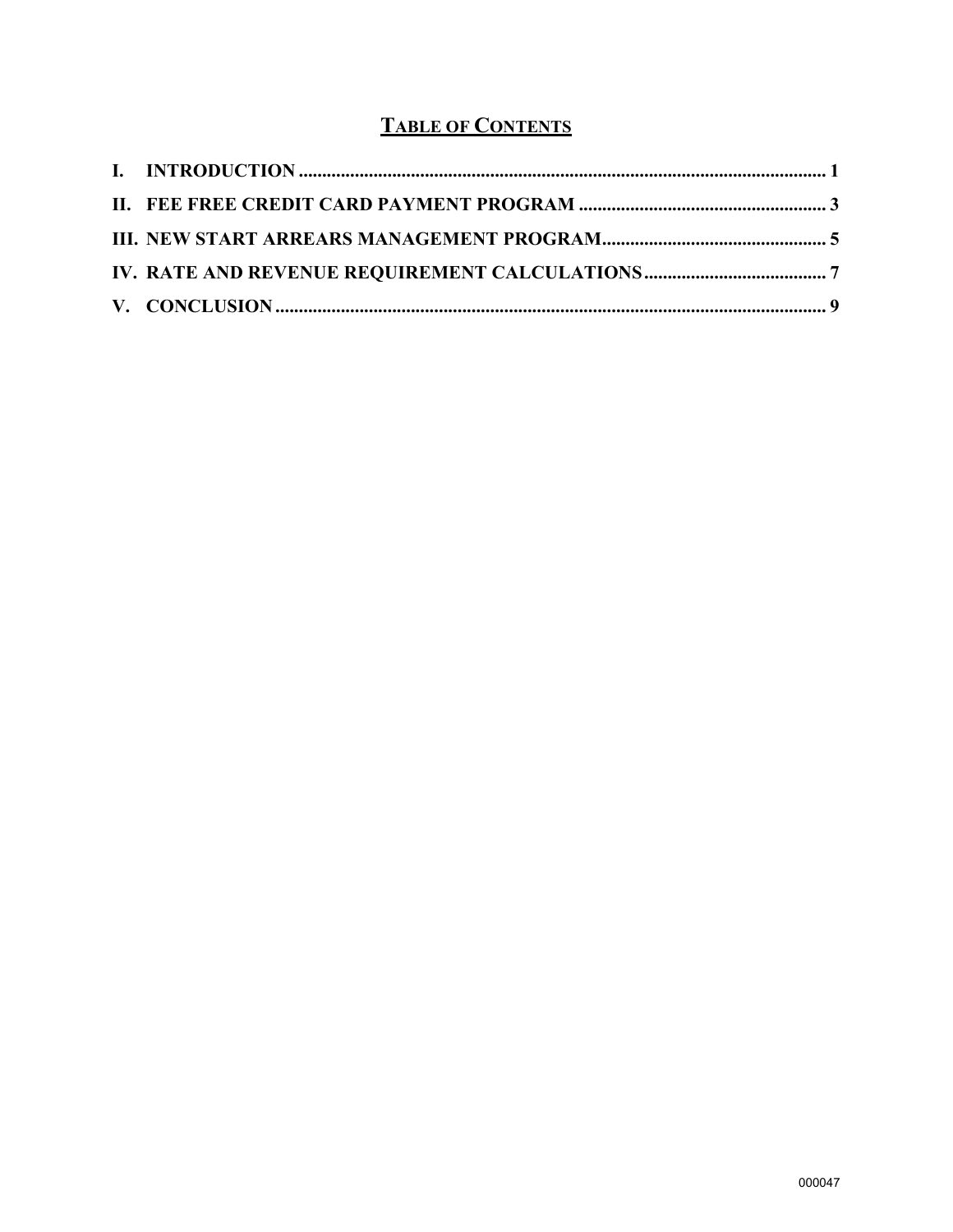## TABLE OF CONTENTS

**I. INTRODUCTION ........................................................................................................ 1**

**II. FEE FREE CREDIT CARD PAYMENT PROGRAM ............................................... 3**

**III. NEW START ARREARS MANAGEMENT PROGRAM ........................................... 5**

**IV. RATE AND REVENUE REQUIREMENT CALCULATIONS ................................... 7**

**V. CONCLUSION ........................................................................................................... 9**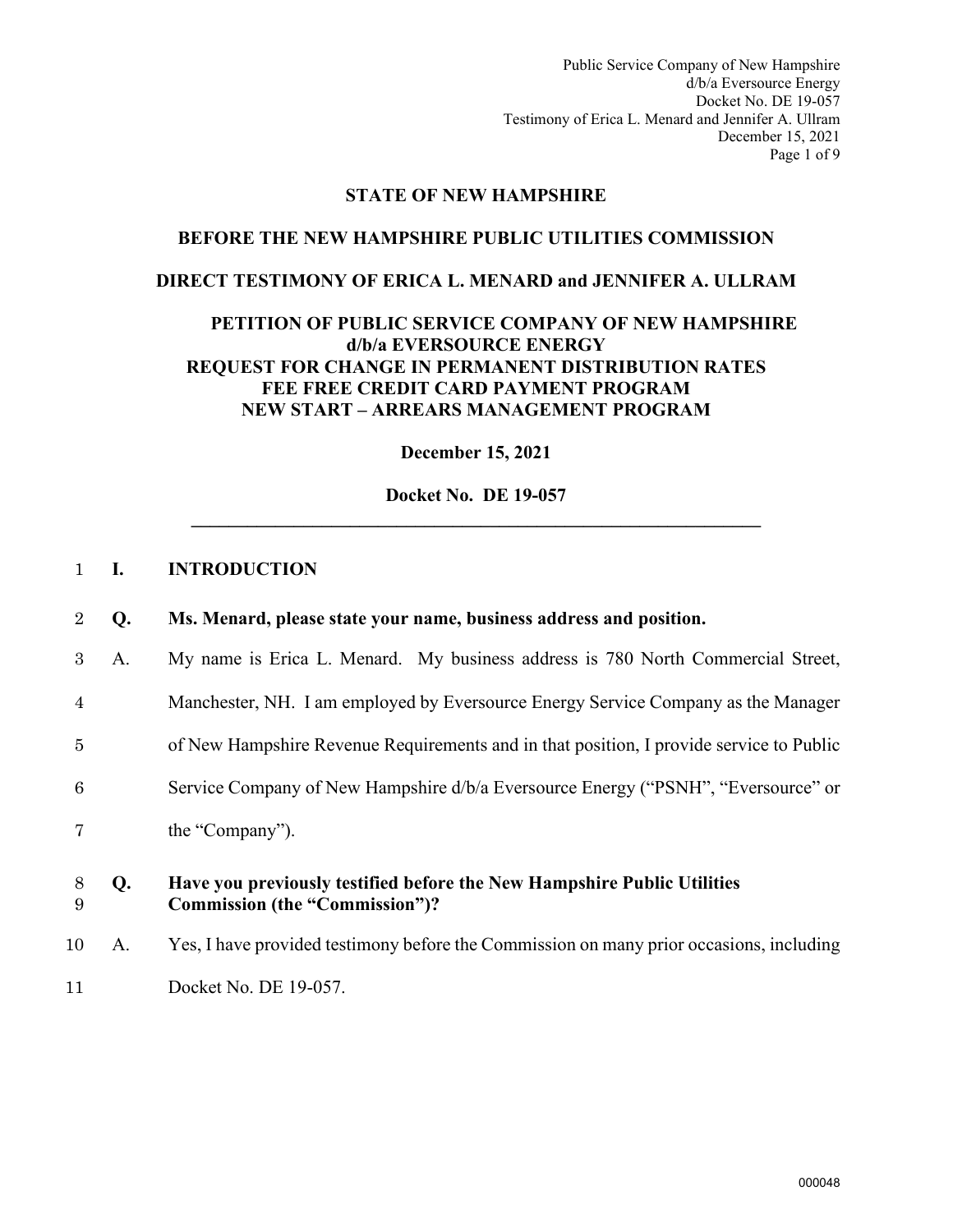# STATE OF NEW HAMPSHIRE

## BEFORE THE NEW HAMPSHIRE PUBLIC UTILITIES COMMISSION

## DIRECT TESTIMONY OF ERICA L. MENARD and JENNIFER A. ULLRAM

### PETITION OF PUBLIC SERVICE COMPANY OF NEW HAMPSHIRE d/b/a EVERSOURCE ENERGY REQUEST FOR CHANGE IN PERMANENT DISTRIBUTION RATES FEE FREE CREDIT CARD PAYMENT PROGRAM NEW START – ARREARS MANAGEMENT PROGRAM

**December 15, 2021**

**Docket No. DE 19-057**

---

## I. INTRODUCTION

**Q. Ms. Menard, please state your name, business address and position.**

A. My name is Erica L. Menard. My business address is 780 North Commercial Street, Manchester, NH. I am employed by Eversource Energy Service Company as the Manager of New Hampshire Revenue Requirements and in that position, I provide service to Public Service Company of New Hampshire d/b/a Eversource Energy ("PSNH", "Eversource" or the "Company").

**Q. Have you previously testified before the New Hampshire Public Utilities Commission (the "Commission")?**

A. Yes, I have provided testimony before the Commission on many prior occasions, including Docket No. DE 19-057.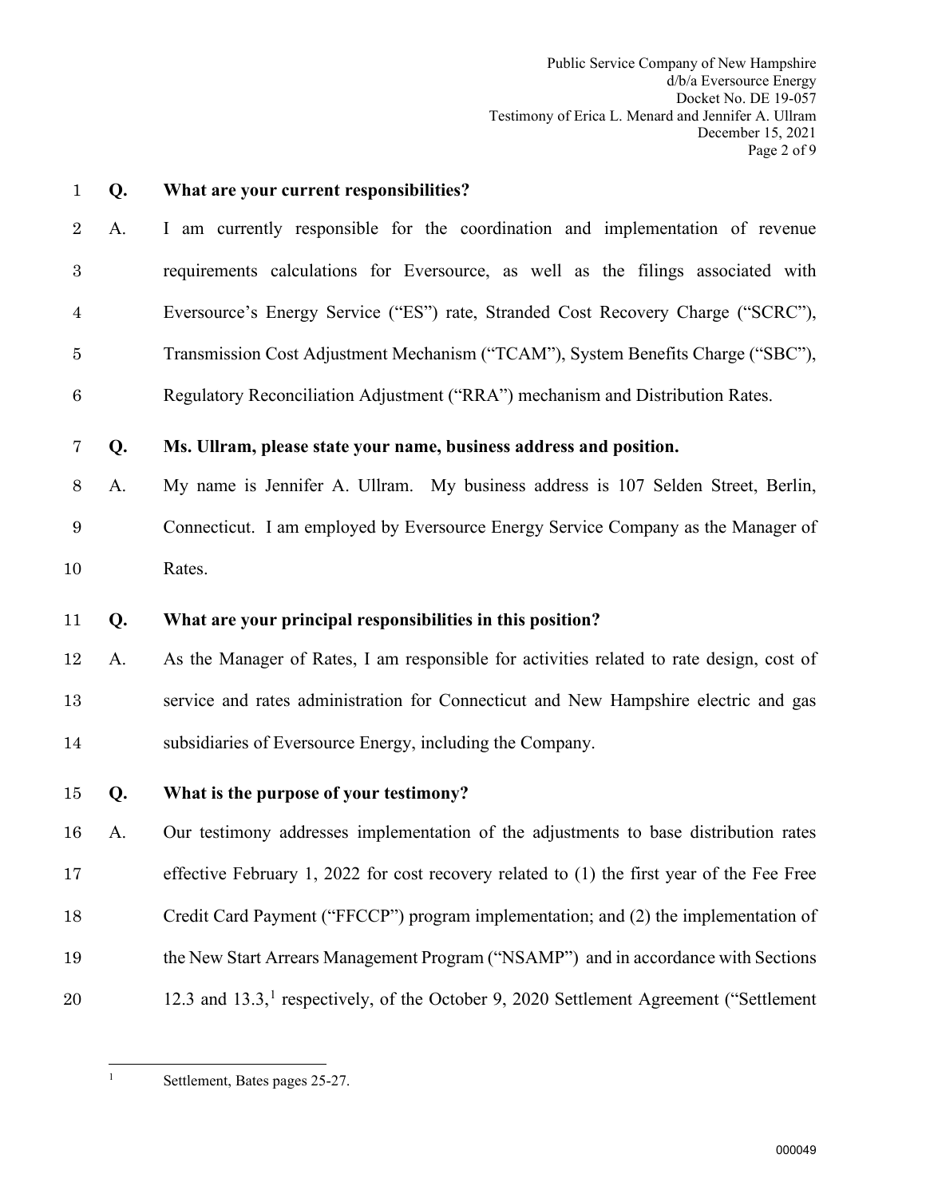**Q. What are your current responsibilities?**

A. I am currently responsible for the coordination and implementation of revenue requirements calculations for Eversource, as well as the filings associated with Eversource's Energy Service ("ES") rate, Stranded Cost Recovery Charge ("SCRC"), Transmission Cost Adjustment Mechanism ("TCAM"), System Benefits Charge ("SBC"), Regulatory Reconciliation Adjustment ("RRA") mechanism and Distribution Rates.

**Q. Ms. Ullram, please state your name, business address and position.**

A. My name is Jennifer A. Ullram. My business address is 107 Selden Street, Berlin, Connecticut. I am employed by Eversource Energy Service Company as the Manager of Rates.

**Q. What are your principal responsibilities in this position?**

A. As the Manager of Rates, I am responsible for activities related to rate design, cost of service and rates administration for Connecticut and New Hampshire electric and gas subsidiaries of Eversource Energy, including the Company.

**Q. What is the purpose of your testimony?**

A. Our testimony addresses implementation of the adjustments to base distribution rates effective February 1, 2022 for cost recovery related to (1) the first year of the Fee Free Credit Card Payment ("FFCCP") program implementation; and (2) the implementation of the New Start Arrears Management Program ("NSAMP") and in accordance with Sections 12.3 and 13.3,[1] respectively, of the October 9, 2020 Settlement Agreement ("Settlement

[1] Settlement, Bates pages 25-27.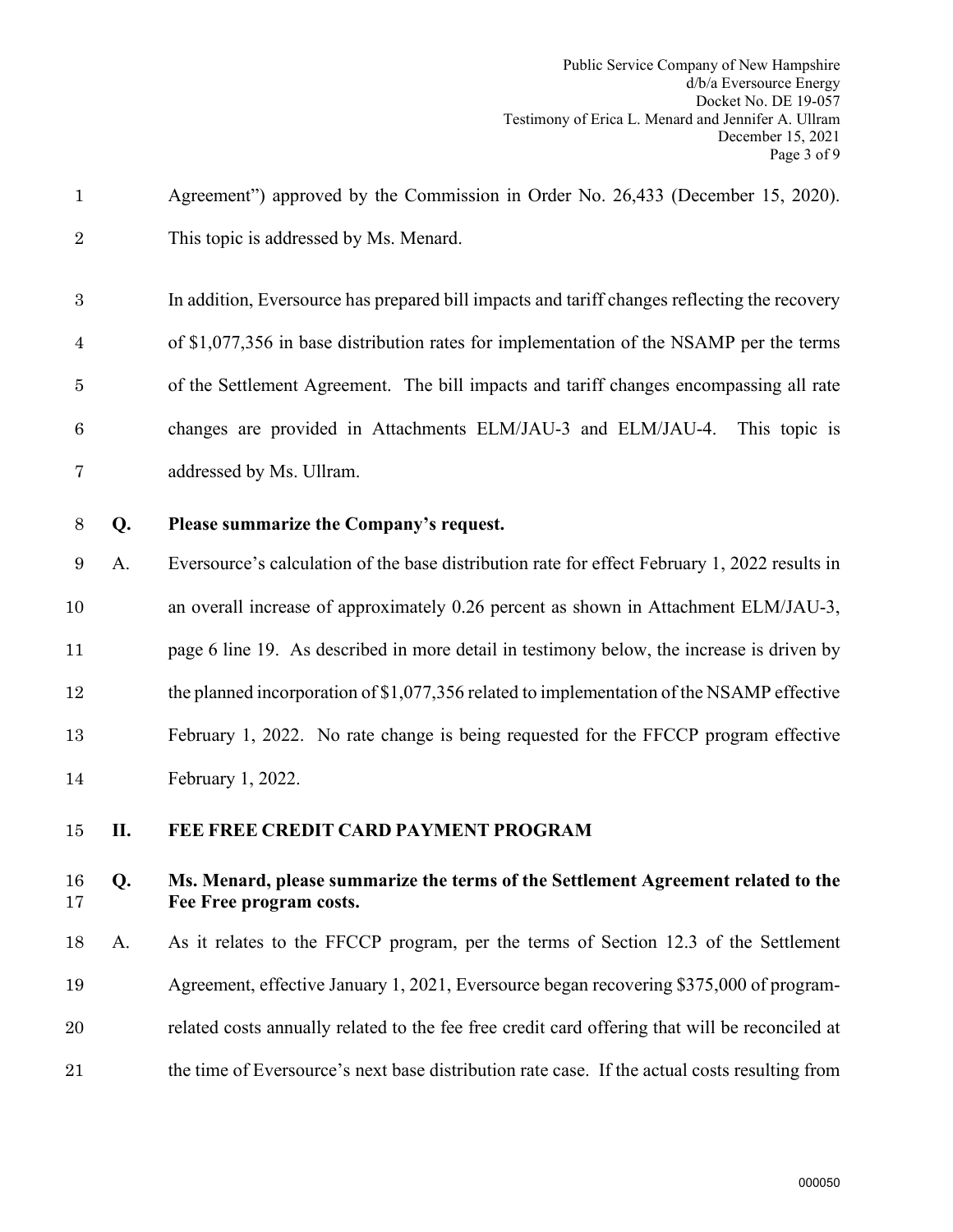Agreement") approved by the Commission in Order No. 26,433 (December 15, 2020). This topic is addressed by Ms. Menard.

In addition, Eversource has prepared bill impacts and tariff changes reflecting the recovery of $1,077,356 in base distribution rates for implementation of the NSAMP per the terms of the Settlement Agreement. The bill impacts and tariff changes encompassing all rate changes are provided in Attachments ELM/JAU-3 and ELM/JAU-4. This topic is addressed by Ms. Ullram.

**Q. Please summarize the Company's request.**

A. Eversource's calculation of the base distribution rate for effect February 1, 2022 results in an overall increase of approximately 0.26 percent as shown in Attachment ELM/JAU-3, page 6 line 19. As described in more detail in testimony below, the increase is driven by the planned incorporation of $1,077,356 related to implementation of the NSAMP effective February 1, 2022. No rate change is being requested for the FFCCP program effective February 1, 2022.

## II. FEE FREE CREDIT CARD PAYMENT PROGRAM

**Q. Ms. Menard, please summarize the terms of the Settlement Agreement related to the Fee Free program costs.**

A. As it relates to the FFCCP program, per the terms of Section 12.3 of the Settlement Agreement, effective January 1, 2021, Eversource began recovering $375,000 of program-related costs annually related to the fee free credit card offering that will be reconciled at the time of Eversource's next base distribution rate case. If the actual costs resulting from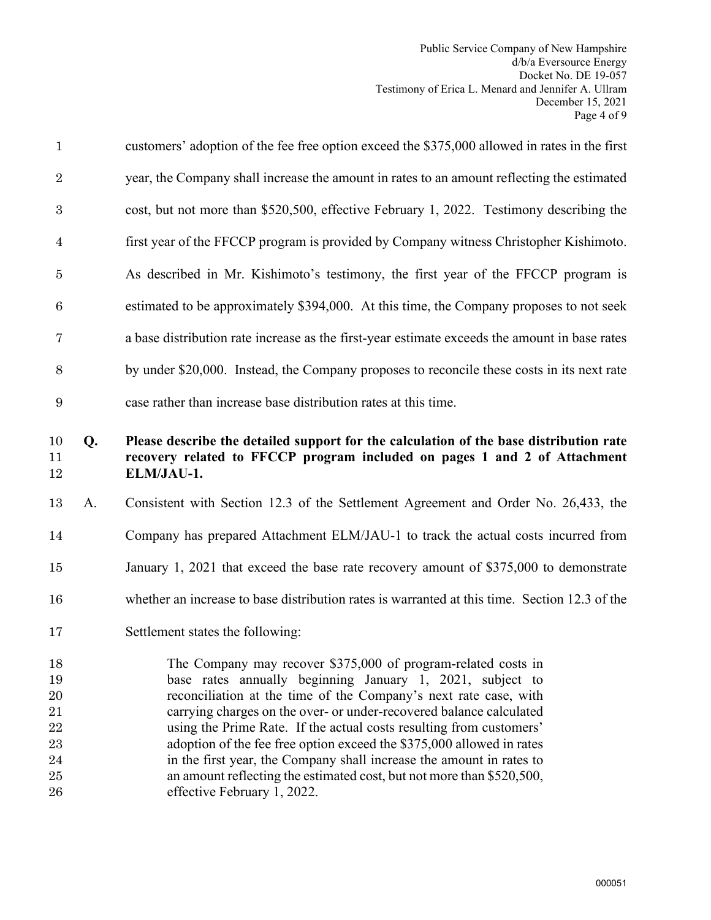customers' adoption of the fee free option exceed the $375,000 allowed in rates in the first year, the Company shall increase the amount in rates to an amount reflecting the estimated cost, but not more than $520,500, effective February 1, 2022. Testimony describing the first year of the FFCCP program is provided by Company witness Christopher Kishimoto. As described in Mr. Kishimoto's testimony, the first year of the FFCCP program is estimated to be approximately $394,000. At this time, the Company proposes to not seek a base distribution rate increase as the first-year estimate exceeds the amount in base rates by under $20,000. Instead, the Company proposes to reconcile these costs in its next rate case rather than increase base distribution rates at this time.

**Q. Please describe the detailed support for the calculation of the base distribution rate recovery related to FFCCP program included on pages 1 and 2 of Attachment ELM/JAU-1.**

A. Consistent with Section 12.3 of the Settlement Agreement and Order No. 26,433, the Company has prepared Attachment ELM/JAU-1 to track the actual costs incurred from January 1, 2021 that exceed the base rate recovery amount of $375,000 to demonstrate whether an increase to base distribution rates is warranted at this time. Section 12.3 of the Settlement states the following:

> The Company may recover $375,000 of program-related costs in base rates annually beginning January 1, 2021, subject to reconciliation at the time of the Company's next rate case, with carrying charges on the over- or under-recovered balance calculated using the Prime Rate. If the actual costs resulting from customers' adoption of the fee free option exceed the $375,000 allowed in rates in the first year, the Company shall increase the amount in rates to an amount reflecting the estimated cost, but not more than $520,500, effective February 1, 2022.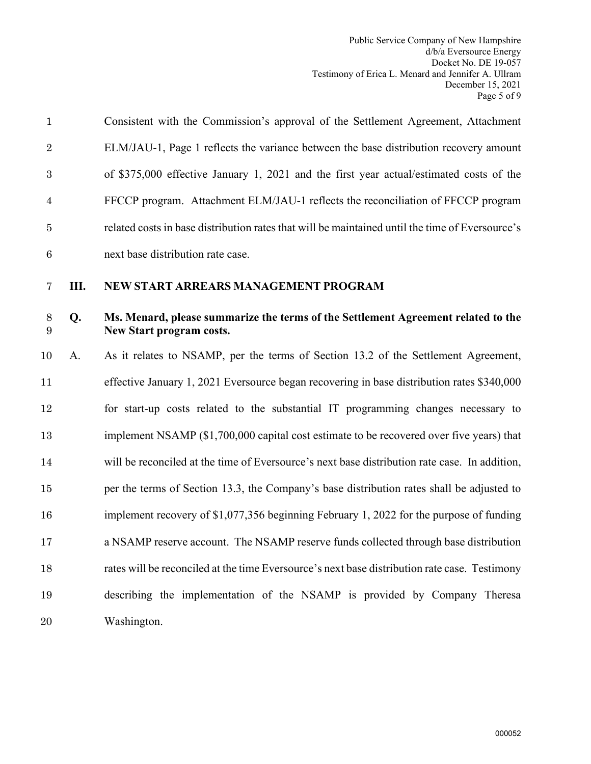Consistent with the Commission's approval of the Settlement Agreement, Attachment ELM/JAU-1, Page 1 reflects the variance between the base distribution recovery amount of $375,000 effective January 1, 2021 and the first year actual/estimated costs of the FFCCP program. Attachment ELM/JAU-1 reflects the reconciliation of FFCCP program related costs in base distribution rates that will be maintained until the time of Eversource's next base distribution rate case.

## III. NEW START ARREARS MANAGEMENT PROGRAM

**Q. Ms. Menard, please summarize the terms of the Settlement Agreement related to the New Start program costs.**

A. As it relates to NSAMP, per the terms of Section 13.2 of the Settlement Agreement, effective January 1, 2021 Eversource began recovering in base distribution rates $340,000 for start-up costs related to the substantial IT programming changes necessary to implement NSAMP ($1,700,000 capital cost estimate to be recovered over five years) that will be reconciled at the time of Eversource's next base distribution rate case. In addition, per the terms of Section 13.3, the Company's base distribution rates shall be adjusted to implement recovery of $1,077,356 beginning February 1, 2022 for the purpose of funding a NSAMP reserve account. The NSAMP reserve funds collected through base distribution rates will be reconciled at the time Eversource's next base distribution rate case. Testimony describing the implementation of the NSAMP is provided by Company Theresa Washington.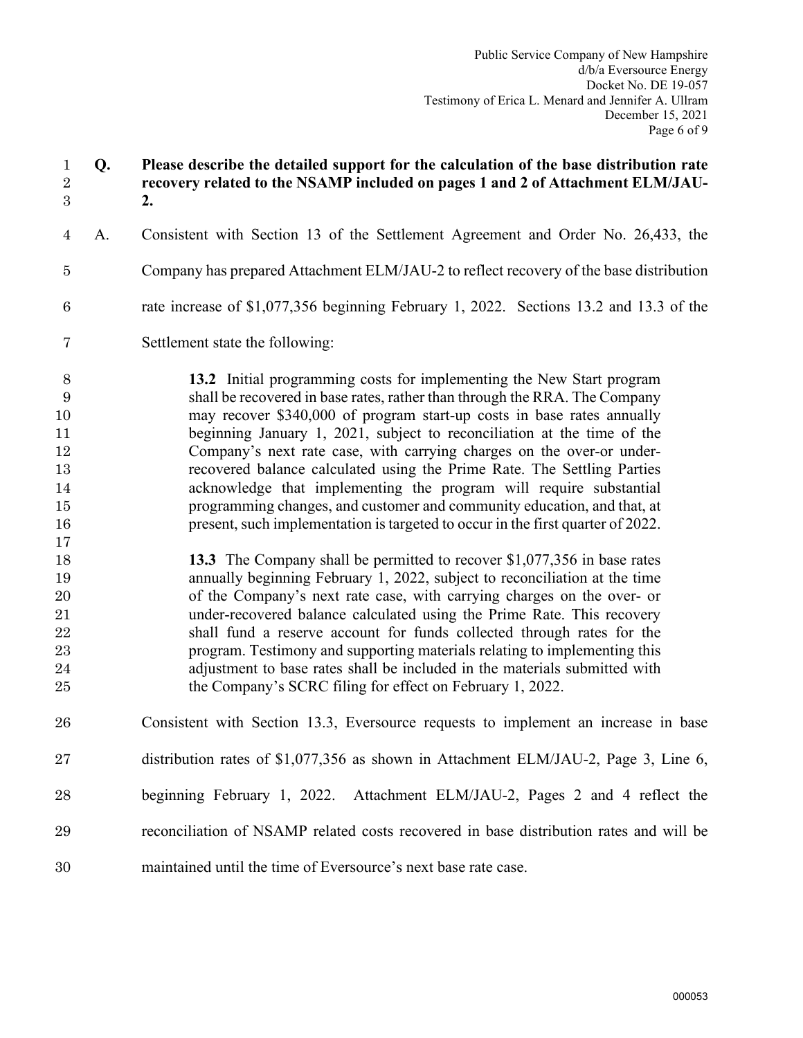**Q. Please describe the detailed support for the calculation of the base distribution rate recovery related to the NSAMP included on pages 1 and 2 of Attachment ELM/JAU-2.**

A. Consistent with Section 13 of the Settlement Agreement and Order No. 26,433, the Company has prepared Attachment ELM/JAU-2 to reflect recovery of the base distribution rate increase of $1,077,356 beginning February 1, 2022. Sections 13.2 and 13.3 of the Settlement state the following:

> **13.2** Initial programming costs for implementing the New Start program shall be recovered in base rates, rather than through the RRA. The Company may recover $340,000 of program start-up costs in base rates annually beginning January 1, 2021, subject to reconciliation at the time of the Company's next rate case, with carrying charges on the over-or under-recovered balance calculated using the Prime Rate. The Settling Parties acknowledge that implementing the program will require substantial programming changes, and customer and community education, and that, at present, such implementation is targeted to occur in the first quarter of 2022.
>
> **13.3** The Company shall be permitted to recover $1,077,356 in base rates annually beginning February 1, 2022, subject to reconciliation at the time of the Company's next rate case, with carrying charges on the over- or under-recovered balance calculated using the Prime Rate. This recovery shall fund a reserve account for funds collected through rates for the program. Testimony and supporting materials relating to implementing this adjustment to base rates shall be included in the materials submitted with the Company's SCRC filing for effect on February 1, 2022.

Consistent with Section 13.3, Eversource requests to implement an increase in base distribution rates of $1,077,356 as shown in Attachment ELM/JAU-2, Page 3, Line 6, beginning February 1, 2022. Attachment ELM/JAU-2, Pages 2 and 4 reflect the reconciliation of NSAMP related costs recovered in base distribution rates and will be maintained until the time of Eversource's next base rate case.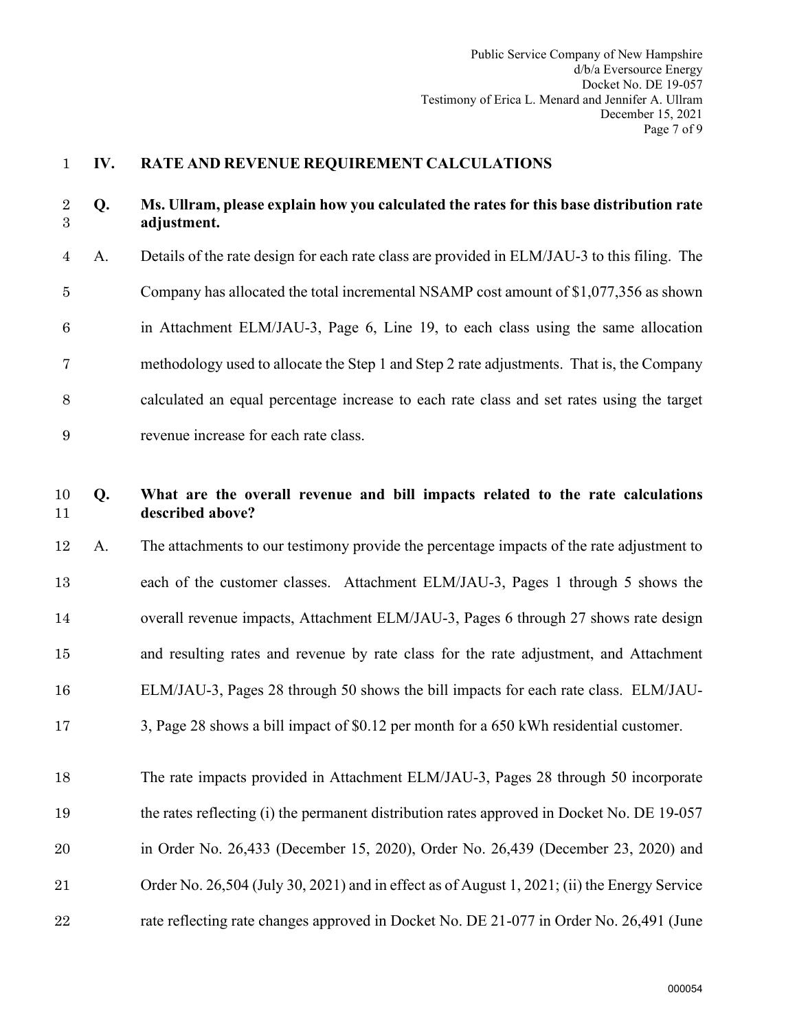## IV. RATE AND REVENUE REQUIREMENT CALCULATIONS

**Q. Ms. Ullram, please explain how you calculated the rates for this base distribution rate adjustment.**

A. Details of the rate design for each rate class are provided in ELM/JAU-3 to this filing. The Company has allocated the total incremental NSAMP cost amount of $1,077,356 as shown in Attachment ELM/JAU-3, Page 6, Line 19, to each class using the same allocation methodology used to allocate the Step 1 and Step 2 rate adjustments. That is, the Company calculated an equal percentage increase to each rate class and set rates using the target revenue increase for each rate class.

**Q. What are the overall revenue and bill impacts related to the rate calculations described above?**

A. The attachments to our testimony provide the percentage impacts of the rate adjustment to each of the customer classes. Attachment ELM/JAU-3, Pages 1 through 5 shows the overall revenue impacts, Attachment ELM/JAU-3, Pages 6 through 27 shows rate design and resulting rates and revenue by rate class for the rate adjustment, and Attachment ELM/JAU-3, Pages 28 through 50 shows the bill impacts for each rate class. ELM/JAU-3, Page 28 shows a bill impact of $0.12 per month for a 650 kWh residential customer.

The rate impacts provided in Attachment ELM/JAU-3, Pages 28 through 50 incorporate the rates reflecting (i) the permanent distribution rates approved in Docket No. DE 19-057 in Order No. 26,433 (December 15, 2020), Order No. 26,439 (December 23, 2020) and Order No. 26,504 (July 30, 2021) and in effect as of August 1, 2021; (ii) the Energy Service rate reflecting rate changes approved in Docket No. DE 21-077 in Order No. 26,491 (June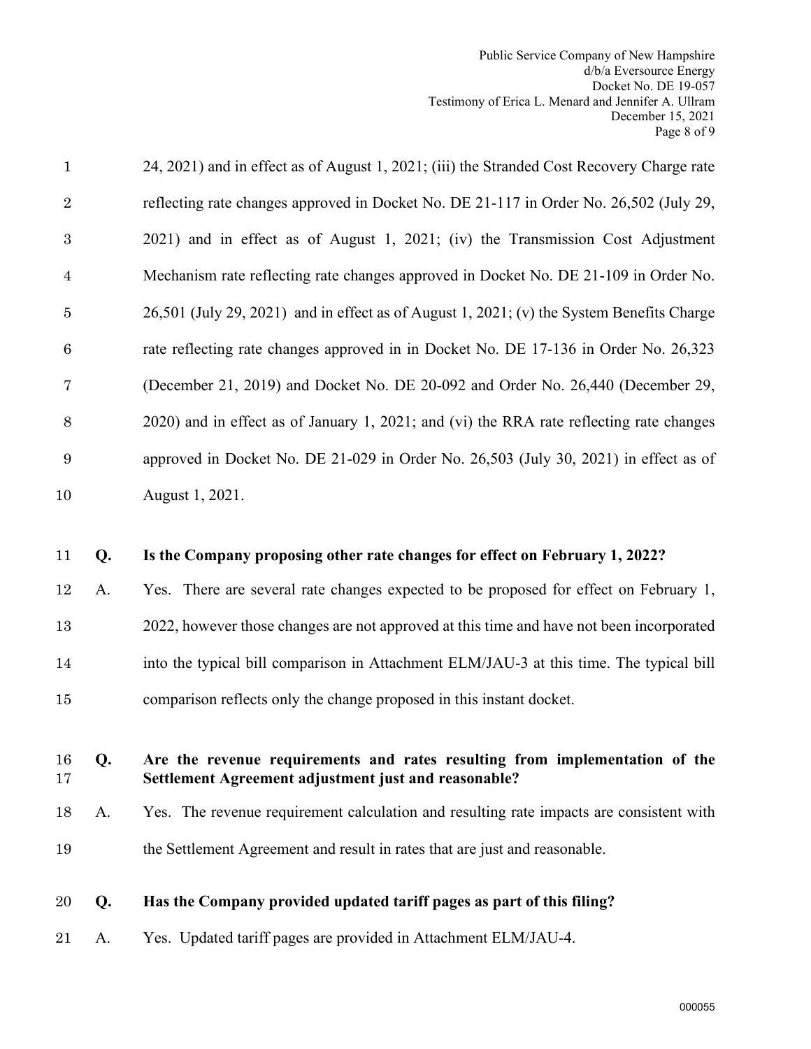24, 2021) and in effect as of August 1, 2021; (iii) the Stranded Cost Recovery Charge rate reflecting rate changes approved in Docket No. DE 21-117 in Order No. 26,502 (July 29, 2021) and in effect as of August 1, 2021; (iv) the Transmission Cost Adjustment Mechanism rate reflecting rate changes approved in Docket No. DE 21-109 in Order No. 26,501 (July 29, 2021) and in effect as of August 1, 2021; (v) the System Benefits Charge rate reflecting rate changes approved in in Docket No. DE 17-136 in Order No. 26,323 (December 21, 2019) and Docket No. DE 20-092 and Order No. 26,440 (December 29, 2020) and in effect as of January 1, 2021; and (vi) the RRA rate reflecting rate changes approved in Docket No. DE 21-029 in Order No. 26,503 (July 30, 2021) in effect as of August 1, 2021.

**Q. Is the Company proposing other rate changes for effect on February 1, 2022?**

A. Yes. There are several rate changes expected to be proposed for effect on February 1, 2022, however those changes are not approved at this time and have not been incorporated into the typical bill comparison in Attachment ELM/JAU-3 at this time. The typical bill comparison reflects only the change proposed in this instant docket.

**Q. Are the revenue requirements and rates resulting from implementation of the Settlement Agreement adjustment just and reasonable?**

A. Yes. The revenue requirement calculation and resulting rate impacts are consistent with the Settlement Agreement and result in rates that are just and reasonable.

**Q. Has the Company provided updated tariff pages as part of this filing?**

A. Yes. Updated tariff pages are provided in Attachment ELM/JAU-4.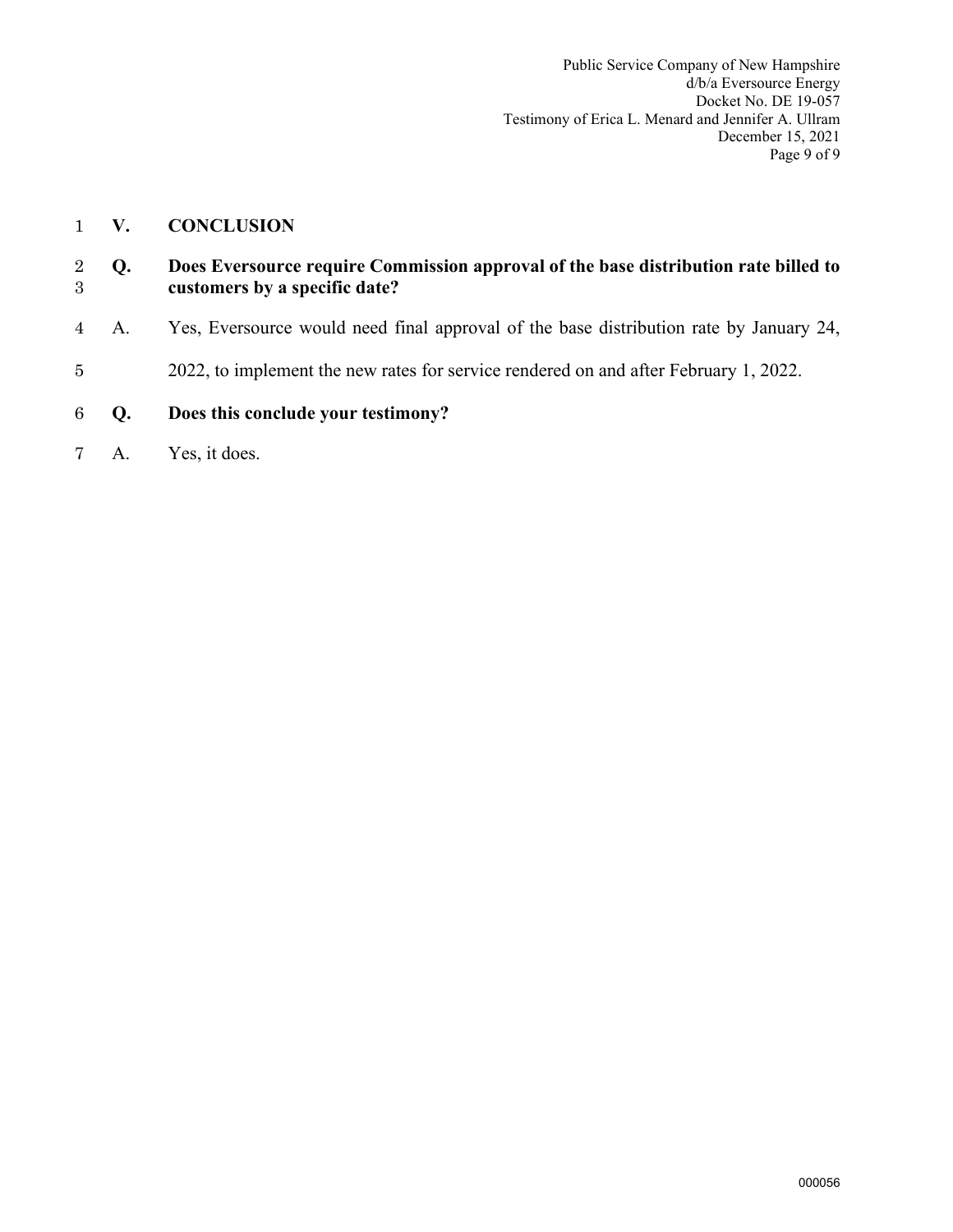## V. CONCLUSION

**Q. Does Eversource require Commission approval of the base distribution rate billed to customers by a specific date?**

A. Yes, Eversource would need final approval of the base distribution rate by January 24, 2022, to implement the new rates for service rendered on and after February 1, 2022.

**Q. Does this conclude your testimony?**

A. Yes, it does.